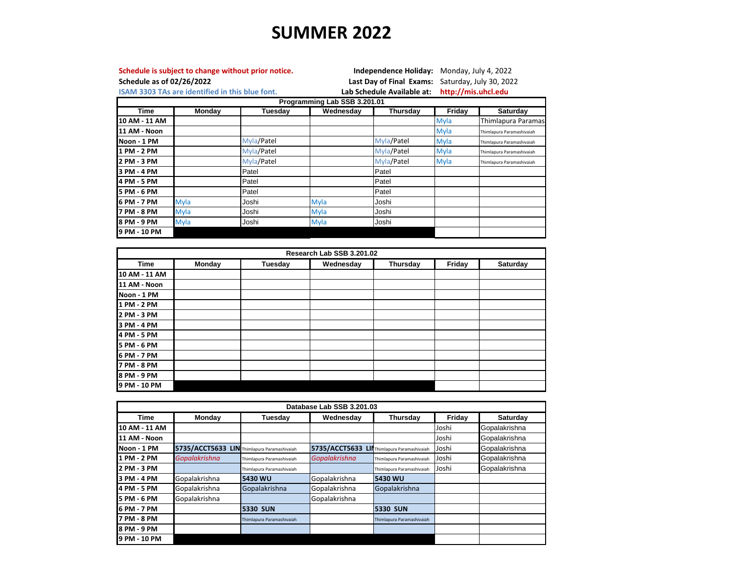# SUMMER 2022

**Schedule is subject to change without prior notice.**
**Schedule as of 02/26/2022**
**ISAM 3303 TAs are identified in this blue font.**

**Independence Holiday:** Monday, July 4, 2022
**Last Day of Final Exams:** Saturday, July 30, 2022
**Lab Schedule Available at:** **http://mis.uhcl.edu**

**Programming Lab SSB 3.201.01**

| Time | Monday | Tuesday | Wednesday | Thursday | Friday | Saturday |
|---|---|---|---|---|---|---|
| 10 AM - 11 AM | | | | | Myla | Thimlapura Paramas |
| 11 AM - Noon | | | | | Myla | Thimlapura Paramashivaiah |
| Noon - 1 PM | | Myla/Patel | | Myla/Patel | Myla | Thimlapura Paramashivaiah |
| 1 PM - 2 PM | | Myla/Patel | | Myla/Patel | Myla | Thimlapura Paramashivaiah |
| 2 PM - 3 PM | | Myla/Patel | | Myla/Patel | Myla | Thimlapura Paramashivaiah |
| 3 PM - 4 PM | | Patel | | Patel | | |
| 4 PM - 5 PM | | Patel | | Patel | | |
| 5 PM - 6 PM | | Patel | | Patel | | |
| 6 PM - 7 PM | Myla | Joshi | Myla | Joshi | | |
| 7 PM - 8 PM | Myla | Joshi | Myla | Joshi | | |
| 8 PM - 9 PM | Myla | Joshi | Myla | Joshi | | |
| 9 PM - 10 PM | | | | | | |

**Research Lab SSB 3.201.02**

| Time | Monday | Tuesday | Wednesday | Thursday | Friday | Saturday |
|---|---|---|---|---|---|---|
| 10 AM - 11 AM | | | | | | |
| 11 AM - Noon | | | | | | |
| Noon - 1 PM | | | | | | |
| 1 PM - 2 PM | | | | | | |
| 2 PM - 3 PM | | | | | | |
| 3 PM - 4 PM | | | | | | |
| 4 PM - 5 PM | | | | | | |
| 5 PM - 6 PM | | | | | | |
| 6 PM - 7 PM | | | | | | |
| 7 PM - 8 PM | | | | | | |
| 8 PM - 9 PM | | | | | | |
| 9 PM - 10 PM | | | | | | |

**Database Lab SSB 3.201.03**

| Time | Monday | Tuesday | Wednesday | Thursday | Friday | Saturday |
|---|---|---|---|---|---|---|
| 10 AM - 11 AM | | | | | Joshi | Gopalakrishna |
| 11 AM - Noon | | | | | Joshi | Gopalakrishna |
| Noon - 1 PM | **5735/ACCT5633 LIN** | Thimlapura Paramashivaiah | **5735/ACCT5633 LIN** | Thimlapura Paramashivaiah | Joshi | Gopalakrishna |
| 1 PM - 2 PM | *Gopalakrishna* | Thimlapura Paramashivaiah | *Gopalakrishna* | Thimlapura Paramashivaiah | Joshi | Gopalakrishna |
| 2 PM - 3 PM | | Thimlapura Paramashivaiah | | Thimlapura Paramashivaiah | Joshi | Gopalakrishna |
| 3 PM - 4 PM | Gopalakrishna | **5430 WU** | Gopalakrishna | **5430 WU** | | |
| 4 PM - 5 PM | Gopalakrishna | Gopalakrishna | Gopalakrishna | Gopalakrishna | | |
| 5 PM - 6 PM | Gopalakrishna | | Gopalakrishna | | | |
| 6 PM - 7 PM | | **5330 SUN** | | **5330 SUN** | | |
| 7 PM - 8 PM | | Thimlapura Paramashivaiah | | Thimlapura Paramashivaiah | | |
| 8 PM - 9 PM | | | | | | |
| 9 PM - 10 PM | | | | | | |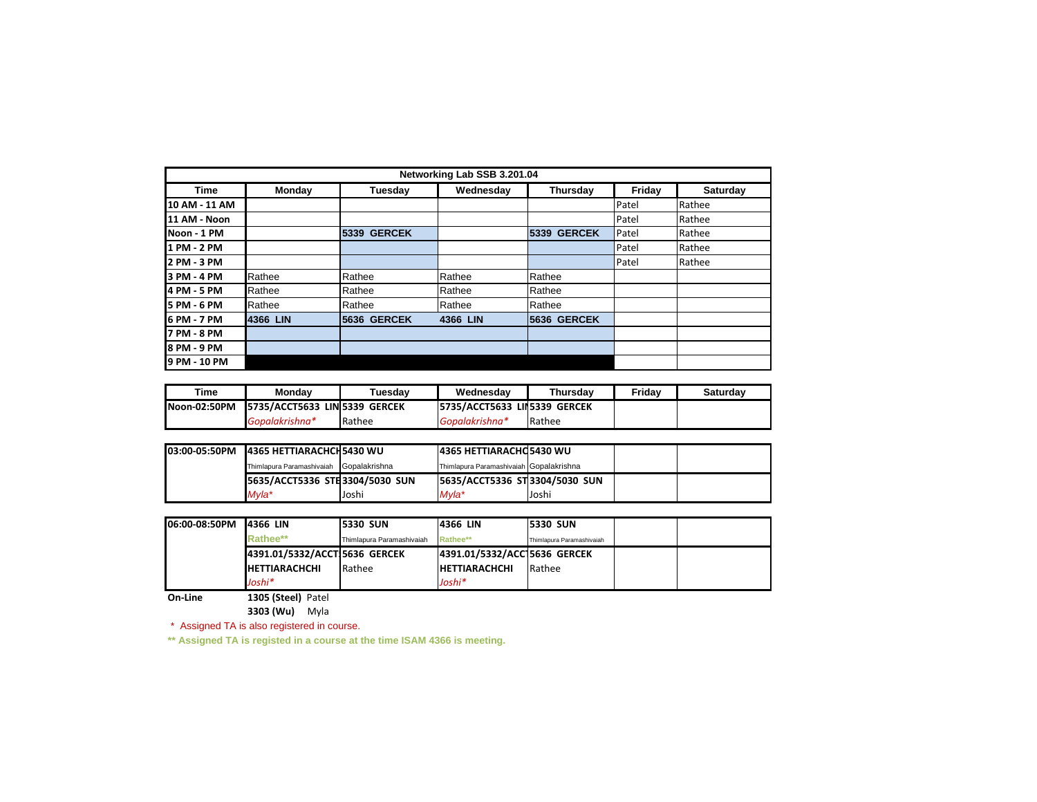| Networking Lab SSB 3.201.04 | | | | | | |
|---|---|---|---|---|---|---|
| **Time** | **Monday** | **Tuesday** | **Wednesday** | **Thursday** | **Friday** | **Saturday** |
| **10 AM - 11 AM** | | | | | Patel | Rathee |
| **11 AM - Noon** | | | | | Patel | Rathee |
| **Noon - 1 PM** | | **5339 GERCEK** | | **5339 GERCEK** | Patel | Rathee |
| **1 PM - 2 PM** | | | | | Patel | Rathee |
| **2 PM - 3 PM** | | | | | Patel | Rathee |
| **3 PM - 4 PM** | Rathee | Rathee | Rathee | Rathee | | |
| **4 PM - 5 PM** | Rathee | Rathee | Rathee | Rathee | | |
| **5 PM - 6 PM** | Rathee | Rathee | Rathee | Rathee | | |
| **6 PM - 7 PM** | **4366 LIN** | **5636 GERCEK** | **4366 LIN** | **5636 GERCEK** | | |
| **7 PM - 8 PM** | | | | | | |
| **8 PM - 9 PM** | | | | | | |
| **9 PM - 10 PM** | | | | | | |

| **Time** | **Monday** | **Tuesday** | **Wednesday** | **Thursday** | **Friday** | **Saturday** |
|---|---|---|---|---|---|---|
| **Noon-02:50PM** | **5735/ACCT5633 LIN** | **5339 GERCEK** | **5735/ACCT5633 LIN** | **5339 GERCEK** | | |
| | *Gopalakrishna** | Rathee | *Gopalakrishna** | Rathee | | |
| **03:00-05:50PM** | **4365 HETTIARACHCHI** | **5430 WU** | **4365 HETTIARACHCHI** | **5430 WU** | | |
| | Thimlapura Paramashivaiah | Gopalakrishna | Thimlapura Paramashivaiah | Gopalakrishna | | |
| | **5635/ACCT5336 STE** | **3304/5030 SUN** | **5635/ACCT5336 ST** | **3304/5030 SUN** | | |
| | *Myla** | Joshi | *Myla** | Joshi | | |
| **06:00-08:50PM** | **4366 LIN** | **5330 SUN** | **4366 LIN** | **5330 SUN** | | |
| | Rathee** | Thimlapura Paramashivaiah | Rathee** | Thimlapura Paramashivaiah | | |
| | **4391.01/5332/ACCT** | **5636 GERCEK** | **4391.01/5332/ACCT** | **5636 GERCEK** | | |
| | **HETTIARACHCHI** | Rathee | **HETTIARACHCHI** | Rathee | | |
| | *Joshi** | | *Joshi** | | | |
| **On-Line** | **1305 (Steel)** Patel | | | | | |
| | **3303 (Wu)** Myla | | | | | |

\* Assigned TA is also registered in course.

**\*\* Assigned TA is registed in a course at the time ISAM 4366 is meeting.**